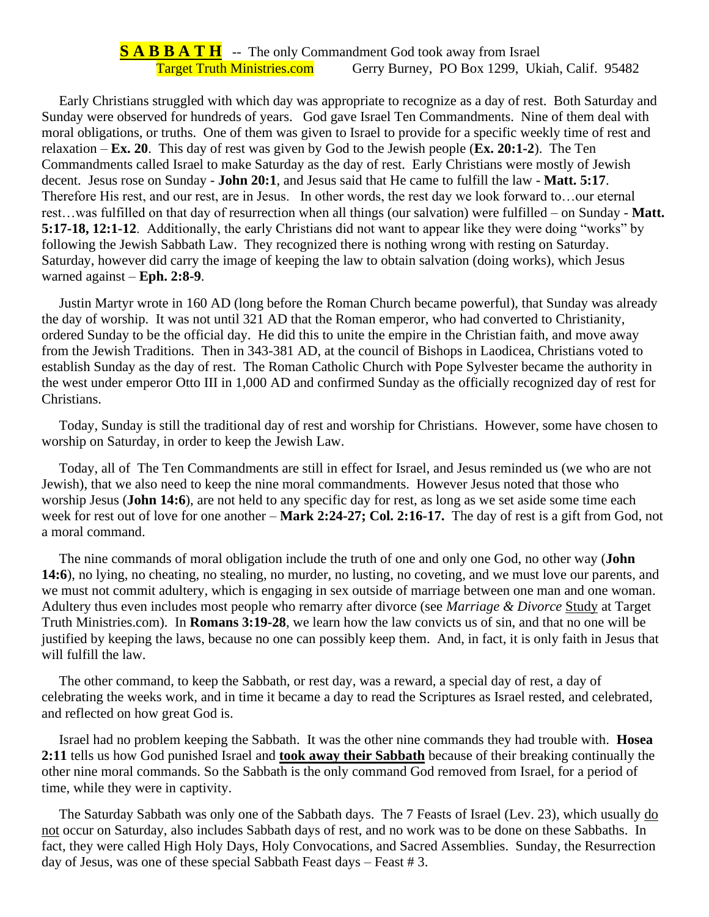**S A B B A T H** -- The only Commandment God took away from Israel
Target Truth Ministries.com Gerry Burney, PO Box 1299, Ukiah, Calif. 95482

Early Christians struggled with which day was appropriate to recognize as a day of rest. Both Saturday and Sunday were observed for hundreds of years. God gave Israel Ten Commandments. Nine of them deal with moral obligations, or truths. One of them was given to Israel to provide for a specific weekly time of rest and relaxation – **Ex. 20**. This day of rest was given by God to the Jewish people (**Ex. 20:1-2**). The Ten Commandments called Israel to make Saturday as the day of rest. Early Christians were mostly of Jewish decent. Jesus rose on Sunday - **John 20:1**, and Jesus said that He came to fulfill the law - **Matt. 5:17**. Therefore His rest, and our rest, are in Jesus. In other words, the rest day we look forward to…our eternal rest…was fulfilled on that day of resurrection when all things (our salvation) were fulfilled – on Sunday - **Matt. 5:17-18, 12:1-12**. Additionally, the early Christians did not want to appear like they were doing "works" by following the Jewish Sabbath Law. They recognized there is nothing wrong with resting on Saturday. Saturday, however did carry the image of keeping the law to obtain salvation (doing works), which Jesus warned against – **Eph. 2:8-9**.

Justin Martyr wrote in 160 AD (long before the Roman Church became powerful), that Sunday was already the day of worship. It was not until 321 AD that the Roman emperor, who had converted to Christianity, ordered Sunday to be the official day. He did this to unite the empire in the Christian faith, and move away from the Jewish Traditions. Then in 343-381 AD, at the council of Bishops in Laodicea, Christians voted to establish Sunday as the day of rest. The Roman Catholic Church with Pope Sylvester became the authority in the west under emperor Otto III in 1,000 AD and confirmed Sunday as the officially recognized day of rest for Christians.

Today, Sunday is still the traditional day of rest and worship for Christians. However, some have chosen to worship on Saturday, in order to keep the Jewish Law.

Today, all of The Ten Commandments are still in effect for Israel, and Jesus reminded us (we who are not Jewish), that we also need to keep the nine moral commandments. However Jesus noted that those who worship Jesus (**John 14:6**), are not held to any specific day for rest, as long as we set aside some time each week for rest out of love for one another – **Mark 2:24-27; Col. 2:16-17.** The day of rest is a gift from God, not a moral command.

The nine commands of moral obligation include the truth of one and only one God, no other way (**John 14:6**), no lying, no cheating, no stealing, no murder, no lusting, no coveting, and we must love our parents, and we must not commit adultery, which is engaging in sex outside of marriage between one man and one woman. Adultery thus even includes most people who remarry after divorce (see *Marriage & Divorce* Study at Target Truth Ministries.com). In **Romans 3:19-28**, we learn how the law convicts us of sin, and that no one will be justified by keeping the laws, because no one can possibly keep them. And, in fact, it is only faith in Jesus that will fulfill the law.

The other command, to keep the Sabbath, or rest day, was a reward, a special day of rest, a day of celebrating the weeks work, and in time it became a day to read the Scriptures as Israel rested, and celebrated, and reflected on how great God is.

Israel had no problem keeping the Sabbath. It was the other nine commands they had trouble with. **Hosea 2:11** tells us how God punished Israel and **took away their Sabbath** because of their breaking continually the other nine moral commands. So the Sabbath is the only command God removed from Israel, for a period of time, while they were in captivity.

The Saturday Sabbath was only one of the Sabbath days. The 7 Feasts of Israel (Lev. 23), which usually do not occur on Saturday, also includes Sabbath days of rest, and no work was to be done on these Sabbaths. In fact, they were called High Holy Days, Holy Convocations, and Sacred Assemblies. Sunday, the Resurrection day of Jesus, was one of these special Sabbath Feast days – Feast # 3.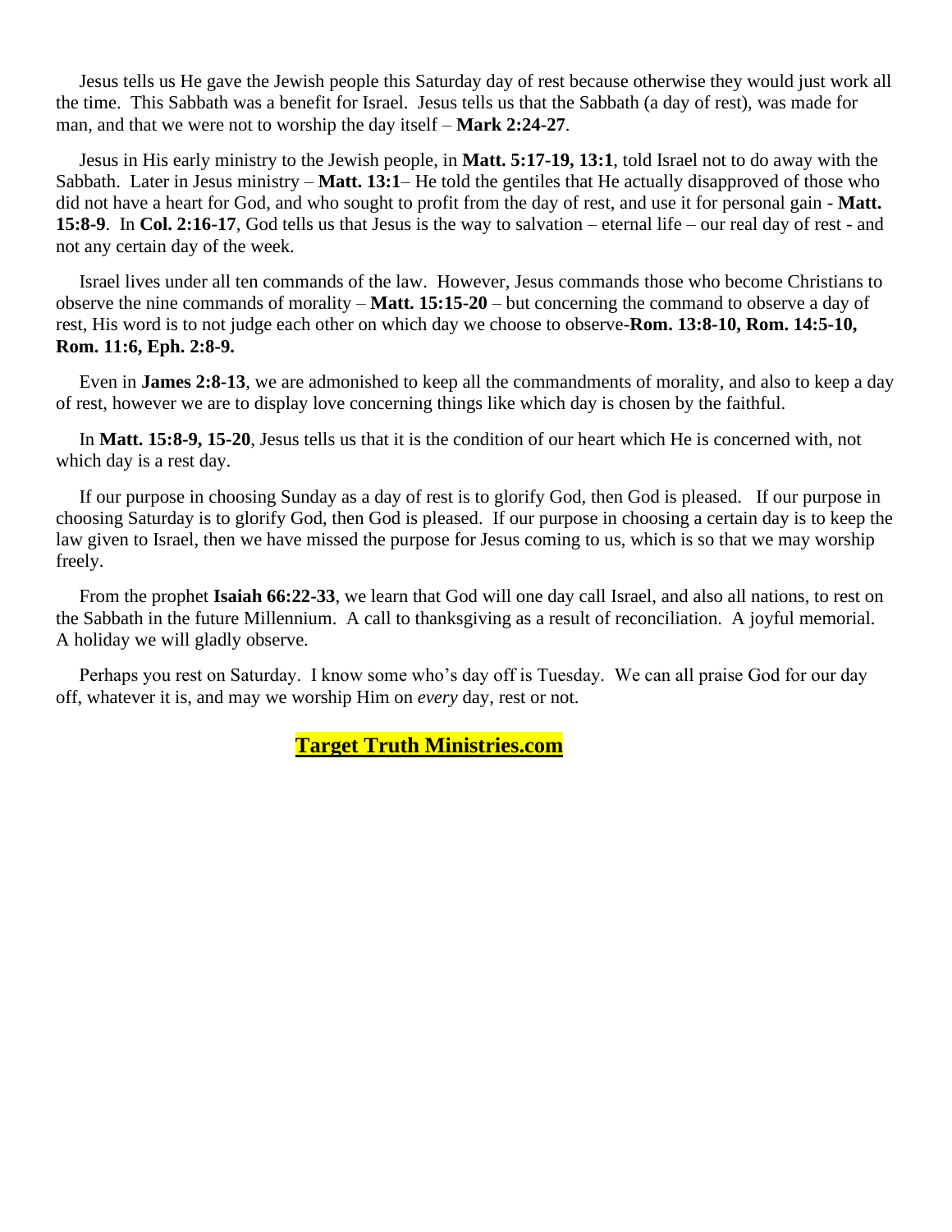Jesus tells us He gave the Jewish people this Saturday day of rest because otherwise they would just work all the time. This Sabbath was a benefit for Israel. Jesus tells us that the Sabbath (a day of rest), was made for man, and that we were not to worship the day itself – **Mark 2:24-27**.

Jesus in His early ministry to the Jewish people, in **Matt. 5:17-19, 13:1**, told Israel not to do away with the Sabbath. Later in Jesus ministry – **Matt. 13:1**– He told the gentiles that He actually disapproved of those who did not have a heart for God, and who sought to profit from the day of rest, and use it for personal gain - **Matt. 15:8-9**. In **Col. 2:16-17**, God tells us that Jesus is the way to salvation – eternal life – our real day of rest - and not any certain day of the week.

Israel lives under all ten commands of the law. However, Jesus commands those who become Christians to observe the nine commands of morality – **Matt. 15:15-20** – but concerning the command to observe a day of rest, His word is to not judge each other on which day we choose to observe-**Rom. 13:8-10, Rom. 14:5-10, Rom. 11:6, Eph. 2:8-9.**

Even in **James 2:8-13**, we are admonished to keep all the commandments of morality, and also to keep a day of rest, however we are to display love concerning things like which day is chosen by the faithful.

In **Matt. 15:8-9, 15-20**, Jesus tells us that it is the condition of our heart which He is concerned with, not which day is a rest day.

If our purpose in choosing Sunday as a day of rest is to glorify God, then God is pleased. If our purpose in choosing Saturday is to glorify God, then God is pleased. If our purpose in choosing a certain day is to keep the law given to Israel, then we have missed the purpose for Jesus coming to us, which is so that we may worship freely.

From the prophet **Isaiah 66:22-33**, we learn that God will one day call Israel, and also all nations, to rest on the Sabbath in the future Millennium. A call to thanksgiving as a result of reconciliation. A joyful memorial. A holiday we will gladly observe.

Perhaps you rest on Saturday. I know some who's day off is Tuesday. We can all praise God for our day off, whatever it is, and may we worship Him on *every* day, rest or not.

**Target Truth Ministries.com**